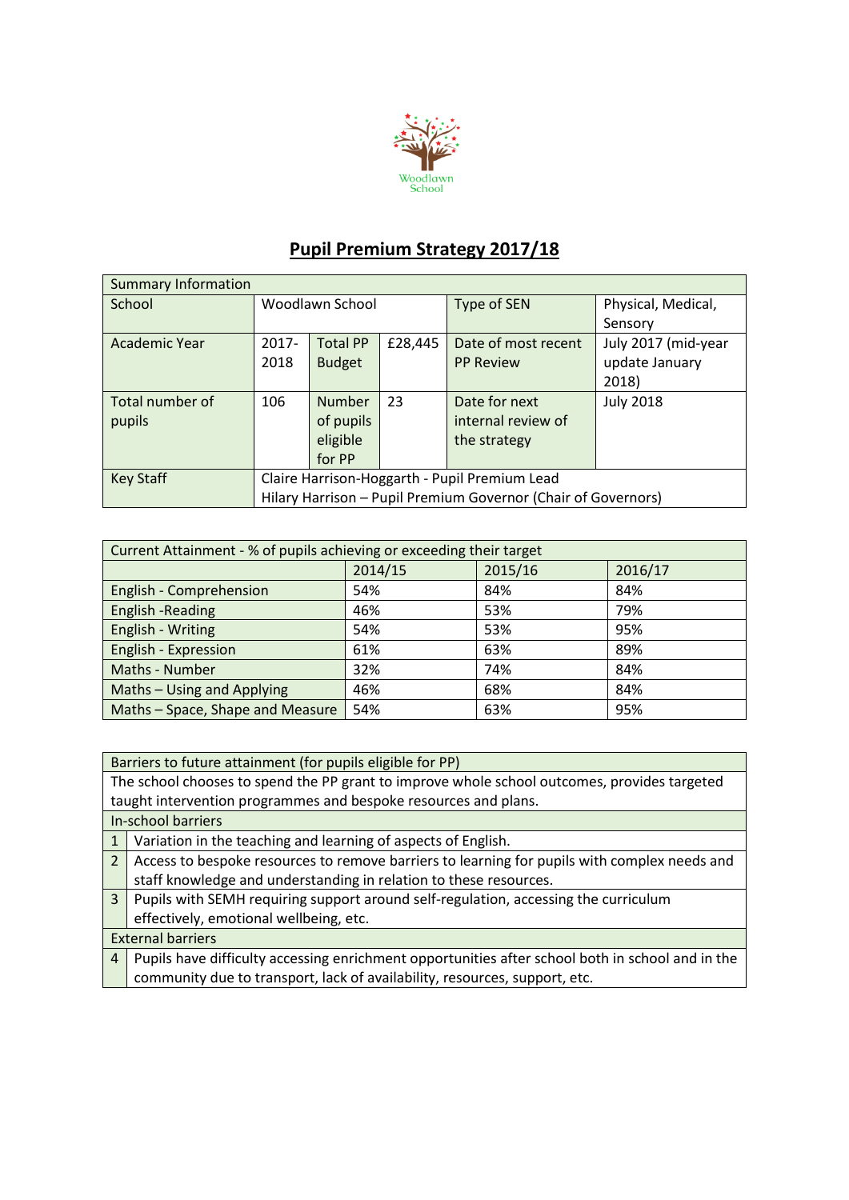Woodlawn School

# Pupil Premium Strategy 2017/18

| Summary Information | | | | | |
|---|---|---|---|---|---|
| School | Woodlawn School | | | Type of SEN | Physical, Medical, Sensory |
| Academic Year | 2017-2018 | Total PP Budget | £28,445 | Date of most recent PP Review | July 2017 (mid-year update January 2018) |
| Total number of pupils | 106 | Number of pupils eligible for PP | 23 | Date for next internal review of the strategy | July 2018 |
| Key Staff | Claire Harrison-Hoggarth - Pupil Premium Lead<br>Hilary Harrison – Pupil Premium Governor (Chair of Governors) | | | | |

| Current Attainment - % of pupils achieving or exceeding their target | | | |
|---|---|---|---|
| | 2014/15 | 2015/16 | 2016/17 |
| English - Comprehension | 54% | 84% | 84% |
| English -Reading | 46% | 53% | 79% |
| English - Writing | 54% | 53% | 95% |
| English - Expression | 61% | 63% | 89% |
| Maths - Number | 32% | 74% | 84% |
| Maths – Using and Applying | 46% | 68% | 84% |
| Maths – Space, Shape and Measure | 54% | 63% | 95% |

| Barriers to future attainment (for pupils eligible for PP) | |
|---|---|
| The school chooses to spend the PP grant to improve whole school outcomes, provides targeted taught intervention programmes and bespoke resources and plans. | |
| **In-school barriers** | |
| 1 | Variation in the teaching and learning of aspects of English. |
| 2 | Access to bespoke resources to remove barriers to learning for pupils with complex needs and staff knowledge and understanding in relation to these resources. |
| 3 | Pupils with SEMH requiring support around self-regulation, accessing the curriculum effectively, emotional wellbeing, etc. |
| **External barriers** | |
| 4 | Pupils have difficulty accessing enrichment opportunities after school both in school and in the community due to transport, lack of availability, resources, support, etc. |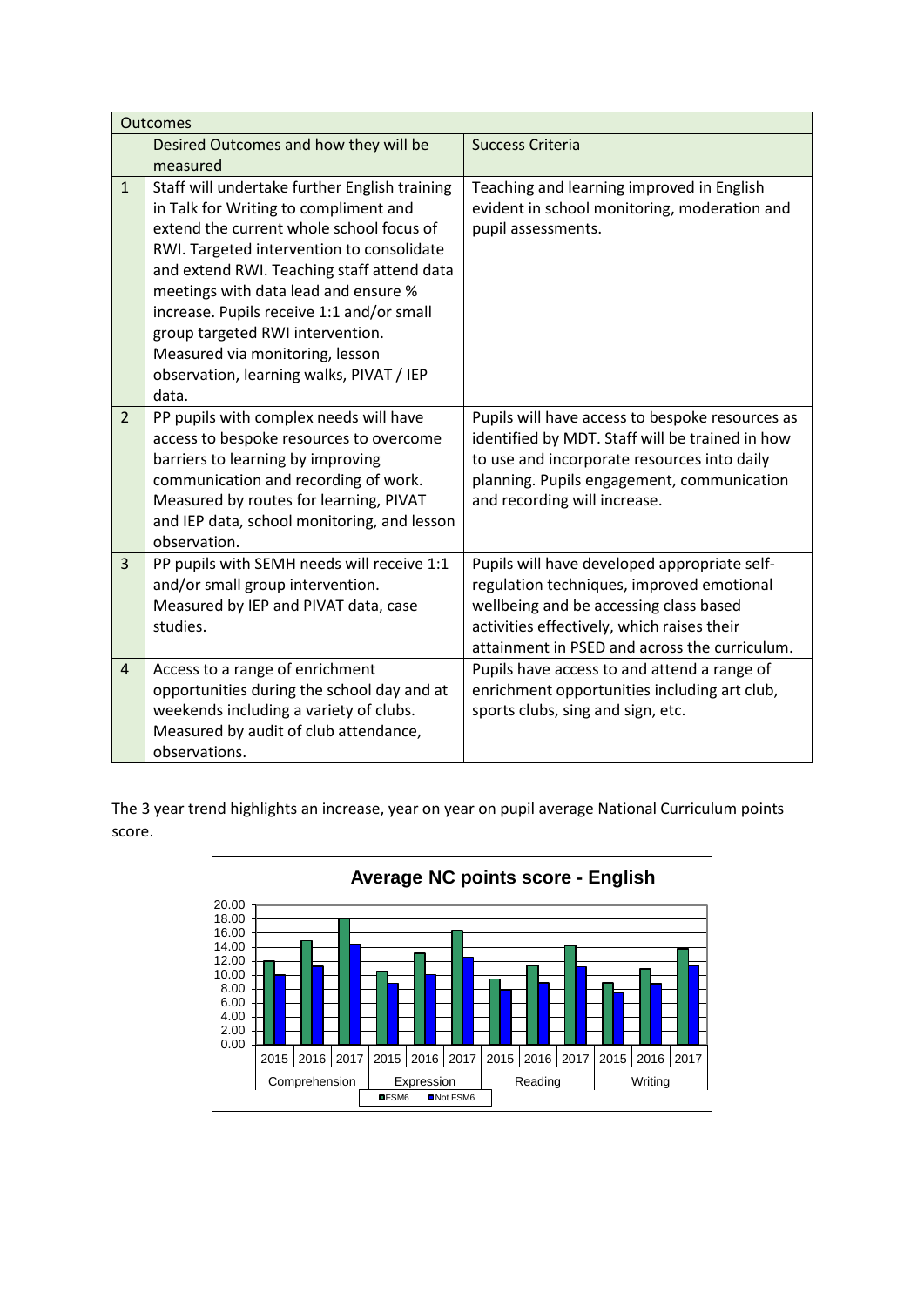| | Outcomes | |
|---|---|---|
| | Desired Outcomes and how they will be measured | Success Criteria |
| 1 | Staff will undertake further English training in Talk for Writing to compliment and extend the current whole school focus of RWI. Targeted intervention to consolidate and extend RWI. Teaching staff attend data meetings with data lead and ensure % increase. Pupils receive 1:1 and/or small group targeted RWI intervention. Measured via monitoring, lesson observation, learning walks, PIVAT / IEP data. | Teaching and learning improved in English evident in school monitoring, moderation and pupil assessments. |
| 2 | PP pupils with complex needs will have access to bespoke resources to overcome barriers to learning by improving communication and recording of work. Measured by routes for learning, PIVAT and IEP data, school monitoring, and lesson observation. | Pupils will have access to bespoke resources as identified by MDT. Staff will be trained in how to use and incorporate resources into daily planning. Pupils engagement, communication and recording will increase. |
| 3 | PP pupils with SEMH needs will receive 1:1 and/or small group intervention. Measured by IEP and PIVAT data, case studies. | Pupils will have developed appropriate self-regulation techniques, improved emotional wellbeing and be accessing class based activities effectively, which raises their attainment in PSED and across the curriculum. |
| 4 | Access to a range of enrichment opportunities during the school day and at weekends including a variety of clubs. Measured by audit of club attendance, observations. | Pupils have access to and attend a range of enrichment opportunities including art club, sports clubs, sing and sign, etc. |

The 3 year trend highlights an increase, year on year on pupil average National Curriculum points score.

**Average NC points score - English**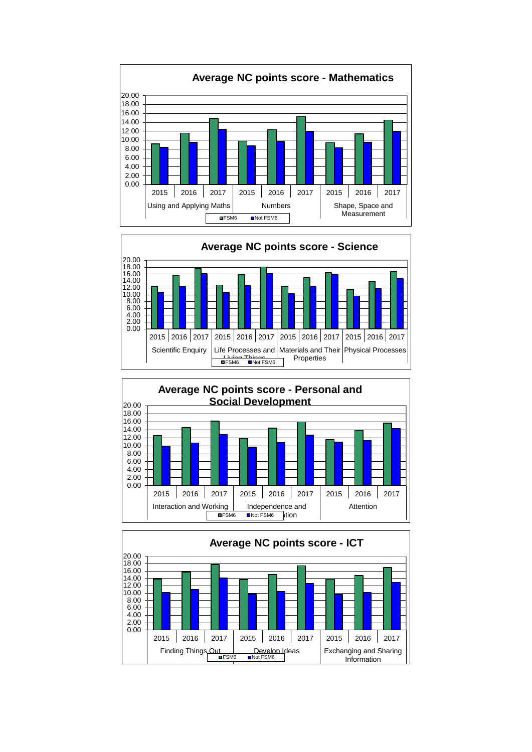**Average NC points score - Mathematics**

20.00
18.00
16.00
14.00
12.00
10.00
8.00
6.00
4.00
2.00
0.00

2015 2016 2017 2015 2016 2017 2015 2016 2017

Using and Applying Maths

Numbers

Shape, Space and Measurement

FSM6 Not FSM6

**Average NC points score - Science**

20.00
18.00
16.00
14.00
12.00
10.00
8.00
6.00
4.00
2.00
0.00

2015 2016 2017 2015 2016 2017 2015 2016 2017 2015 2016 2017

Scientific Enquiry

Life Processes and Living Things

Materials and Their Properties

Physical Processes

FSM6 Not FSM6

**Average NC points score - Personal and Social Development**

20.00
18.00
16.00
14.00
12.00
10.00
8.00
6.00
4.00
2.00
0.00

2015 2016 2017 2015 2016 2017 2015 2016 2017

Interaction and Working

Independence and ...tion

Attention

FSM6 Not FSM6

**Average NC points score - ICT**

20.00
18.00
16.00
14.00
12.00
10.00
8.00
6.00
4.00
2.00
0.00

2015 2016 2017 2015 2016 2017 2015 2016 2017

Finding Things Out

Develop Ideas

Exchanging and Sharing Information

FSM6 Not FSM6